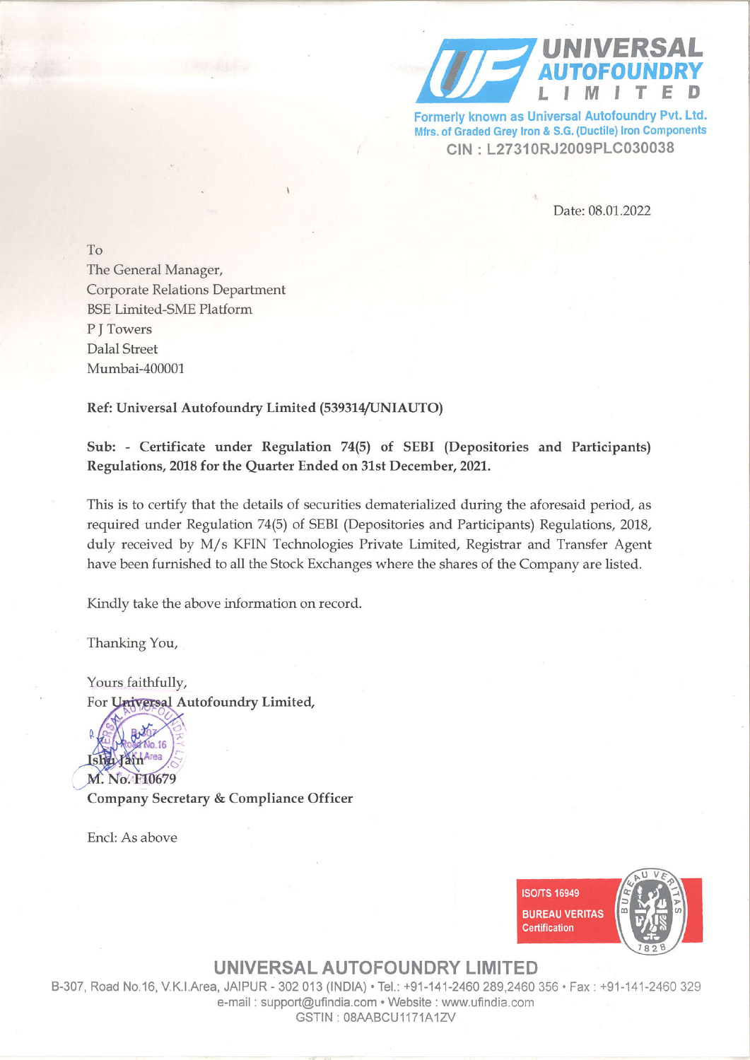**UNIVERSAL AUTOFOUNDRY LIMITED**

Formerly known as Universal Autofoundry Pvt. Ltd.
Mfrs. of Graded Grey Iron & S.G. (Ductile) Iron Components
CIN : L27310RJ2009PLC030038

Date: 08.01.2022

To
The General Manager,
Corporate Relations Department
BSE Limited-SME Platform
P J Towers
Dalal Street
Mumbai-400001

**Ref: Universal Autofoundry Limited (539314/UNIAUTO)**

**Sub: - Certificate under Regulation 74(5) of SEBI (Depositories and Participants) Regulations, 2018 for the Quarter Ended on 31st December, 2021.**

This is to certify that the details of securities dematerialized during the aforesaid period, as required under Regulation 74(5) of SEBI (Depositories and Participants) Regulations, 2018, duly received by M/s KFIN Technologies Private Limited, Registrar and Transfer Agent have been furnished to all the Stock Exchanges where the shares of the Company are listed.

Kindly take the above information on record.

Thanking You,

Yours faithfully,
For Universal Autofoundry Limited,

**Isha Jain**
**M. No. F10679**
**Company Secretary & Compliance Officer**

Encl: As above

ISO/TS 16949
BUREAU VERITAS
Certification

**UNIVERSAL AUTOFOUNDRY LIMITED**
B-307, Road No.16, V.K.I.Area, JAIPUR - 302 013 (INDIA) • Tel.: +91-141-2460 289,2460 356 • Fax : +91-141-2460 329
e-mail : support@ufindia.com • Website : www.ufindia.com
GSTIN : 08AABCU1171A1ZV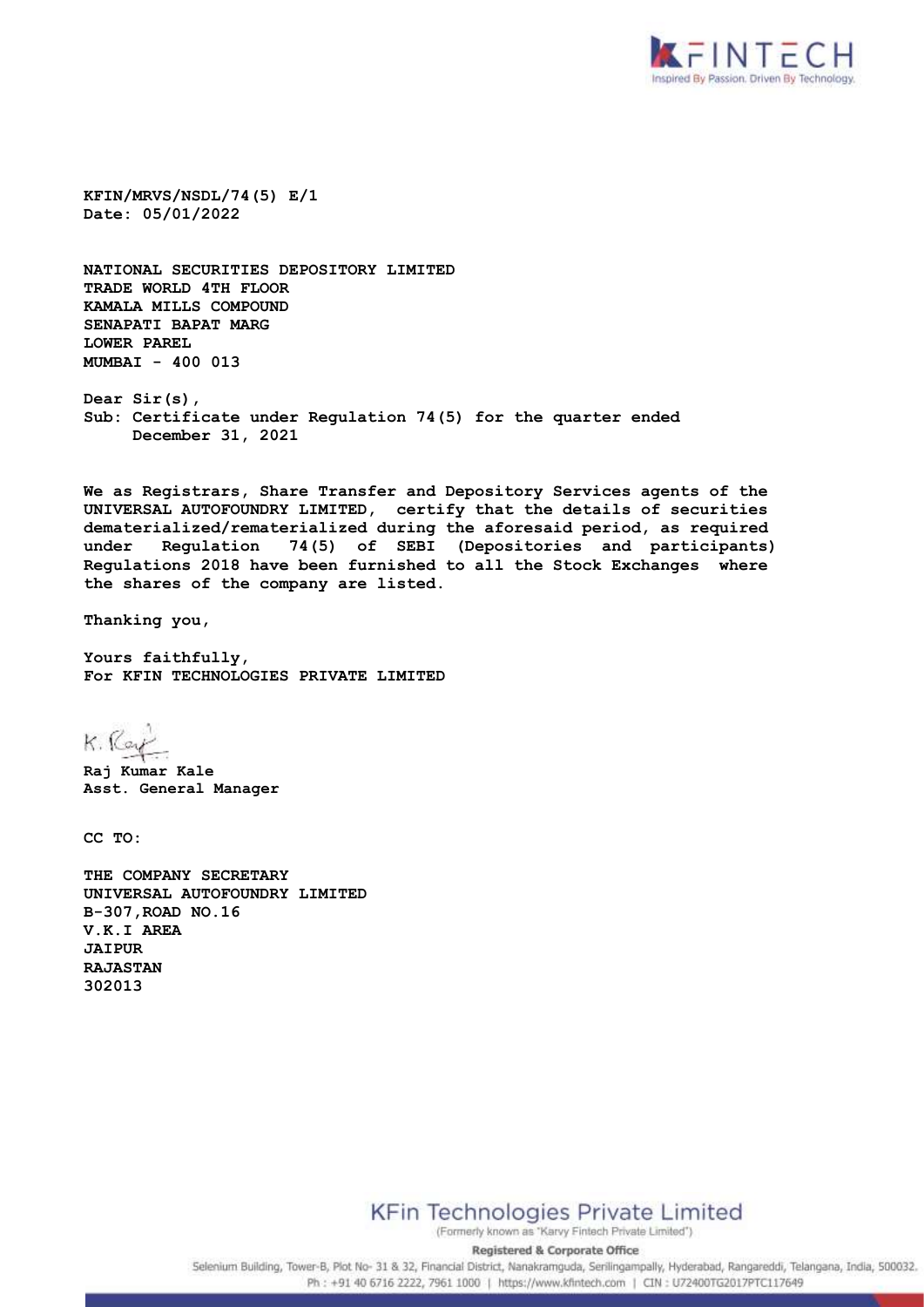**KFIN/MRVS/NSDL/74(5) E/1**
**Date: 05/01/2022**

**NATIONAL SECURITIES DEPOSITORY LIMITED**
**TRADE WORLD 4TH FLOOR**
**KAMALA MILLS COMPOUND**
**SENAPATI BAPAT MARG**
**LOWER PAREL**
**MUMBAI - 400 013**

**Dear Sir(s),**
**Sub: Certificate under Regulation 74(5) for the quarter ended December 31, 2021**

**We as Registrars, Share Transfer and Depository Services agents of the UNIVERSAL AUTOFOUNDRY LIMITED, certify that the details of securities dematerialized/rematerialized during the aforesaid period, as required under Regulation 74(5) of SEBI (Depositories and participants) Regulations 2018 have been furnished to all the Stock Exchanges where the shares of the company are listed.**

**Thanking you,**

**Yours faithfully,**
**For KFIN TECHNOLOGIES PRIVATE LIMITED**

**Raj Kumar Kale**
**Asst. General Manager**

**CC TO:**

**THE COMPANY SECRETARY**
**UNIVERSAL AUTOFOUNDRY LIMITED**
**B-307,ROAD NO.16**
**V.K.I AREA**
**JAIPUR**
**RAJASTAN**
**302013**

KFin Technologies Private Limited
(Formerly known as "Karvy Fintech Private Limited")

Registered & Corporate Office
Selenium Building, Tower-B, Plot No- 31 & 32, Financial District, Nanakramguda, Serilingampally, Hyderabad, Rangareddi, Telangana, India, 500032.
Ph : +91 40 6716 2222, 7961 1000 | https://www.kfintech.com | CIN : U72400TG2017PTC117649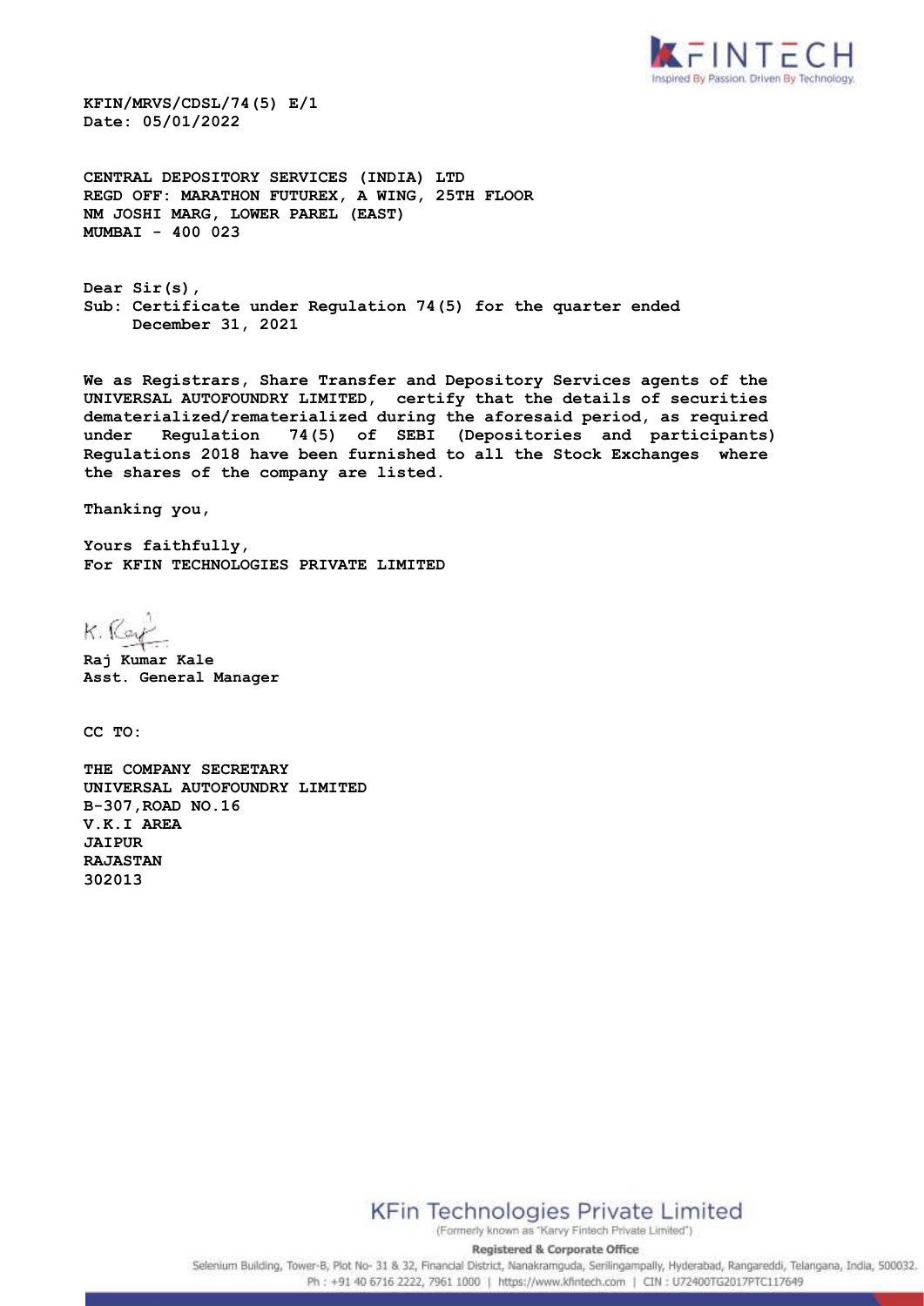KFINTECH
Inspired By Passion. Driven By Technology.

**KFIN/MRVS/CDSL/74(5) E/1**
**Date: 05/01/2022**

**CENTRAL DEPOSITORY SERVICES (INDIA) LTD**
**REGD OFF: MARATHON FUTUREX, A WING, 25TH FLOOR**
**NM JOSHI MARG, LOWER PAREL (EAST)**
**MUMBAI - 400 023**

**Dear Sir(s),**
**Sub: Certificate under Regulation 74(5) for the quarter ended December 31, 2021**

**We as Registrars, Share Transfer and Depository Services agents of the UNIVERSAL AUTOFOUNDRY LIMITED, certify that the details of securities dematerialized/rematerialized during the aforesaid period, as required under Regulation 74(5) of SEBI (Depositories and participants) Regulations 2018 have been furnished to all the Stock Exchanges where the shares of the company are listed.**

**Thanking you,**

**Yours faithfully,**
**For KFIN TECHNOLOGIES PRIVATE LIMITED**

K. Raj

**Raj Kumar Kale**
**Asst. General Manager**

**CC TO:**

**THE COMPANY SECRETARY**
**UNIVERSAL AUTOFOUNDRY LIMITED**
**B-307,ROAD NO.16**
**V.K.I AREA**
**JAIPUR**
**RAJASTAN**
**302013**

KFin Technologies Private Limited
(Formerly known as "Karvy Fintech Private Limited")

Registered & Corporate Office
Selenium Building, Tower-B, Plot No- 31 & 32, Financial District, Nanakramguda, Serilingampally, Hyderabad, Rangareddi, Telangana, India, 500032.
Ph : +91 40 6716 2222, 7961 1000 | https://www.kfintech.com | CIN : U72400TG2017PTC117649